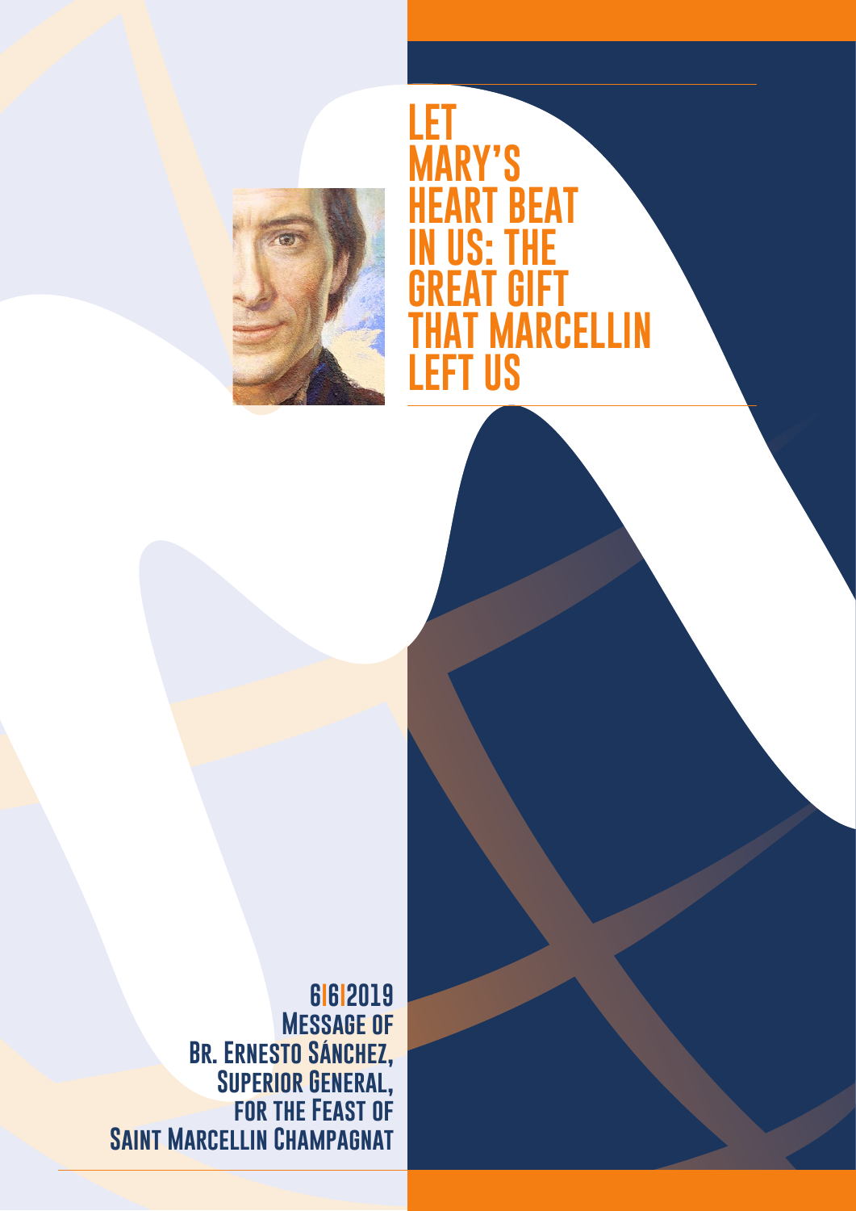# LET MARY'S HEART BEAT IN US: THE GREAT GIFT THAT MARCELLIN LEFT US

**6|6|2019**

**Message of Br. Ernesto Sánchez, Superior General, for the Feast of Saint Marcellin Champagnat**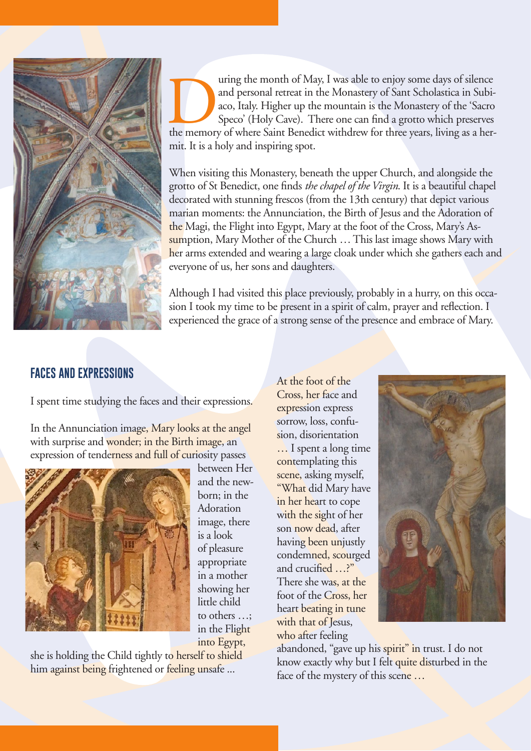During the month of May, I was able to enjoy some days of silence and personal retreat in the Monastery of Sant Scholastica in Subiaco, Italy. Higher up the mountain is the Monastery of the 'Sacro Speco' (Holy Cave). There one can find a grotto which preserves the memory of where Saint Benedict withdrew for three years, living as a hermit. It is a holy and inspiring spot.

When visiting this Monastery, beneath the upper Church, and alongside the grotto of St Benedict, one finds *the chapel of the Virgin*. It is a beautiful chapel decorated with stunning frescos (from the 13th century) that depict various marian moments: the Annunciation, the Birth of Jesus and the Adoration of the Magi, the Flight into Egypt, Mary at the foot of the Cross, Mary's Assumption, Mary Mother of the Church … This last image shows Mary with her arms extended and wearing a large cloak under which she gathers each and everyone of us, her sons and daughters.

Although I had visited this place previously, probably in a hurry, on this occasion I took my time to be present in a spirit of calm, prayer and reflection. I experienced the grace of a strong sense of the presence and embrace of Mary.

## FACES AND EXPRESSIONS

I spent time studying the faces and their expressions.

In the Annunciation image, Mary looks at the angel with surprise and wonder; in the Birth image, an expression of tenderness and full of curiosity passes between Her and the newborn; in the Adoration image, there is a look of pleasure appropriate in a mother showing her little child to others …; in the Flight into Egypt, she is holding the Child tightly to herself to shield him against being frightened or feeling unsafe ...

At the foot of the Cross, her face and expression express sorrow, loss, confusion, disorientation … I spent a long time contemplating this scene, asking myself, "What did Mary have in her heart to cope with the sight of her son now dead, after having been unjustly condemned, scourged and crucified …?" There she was, at the foot of the Cross, her heart beating in tune with that of Jesus, who after feeling abandoned, "gave up his spirit" in trust. I do not know exactly why but I felt quite disturbed in the face of the mystery of this scene …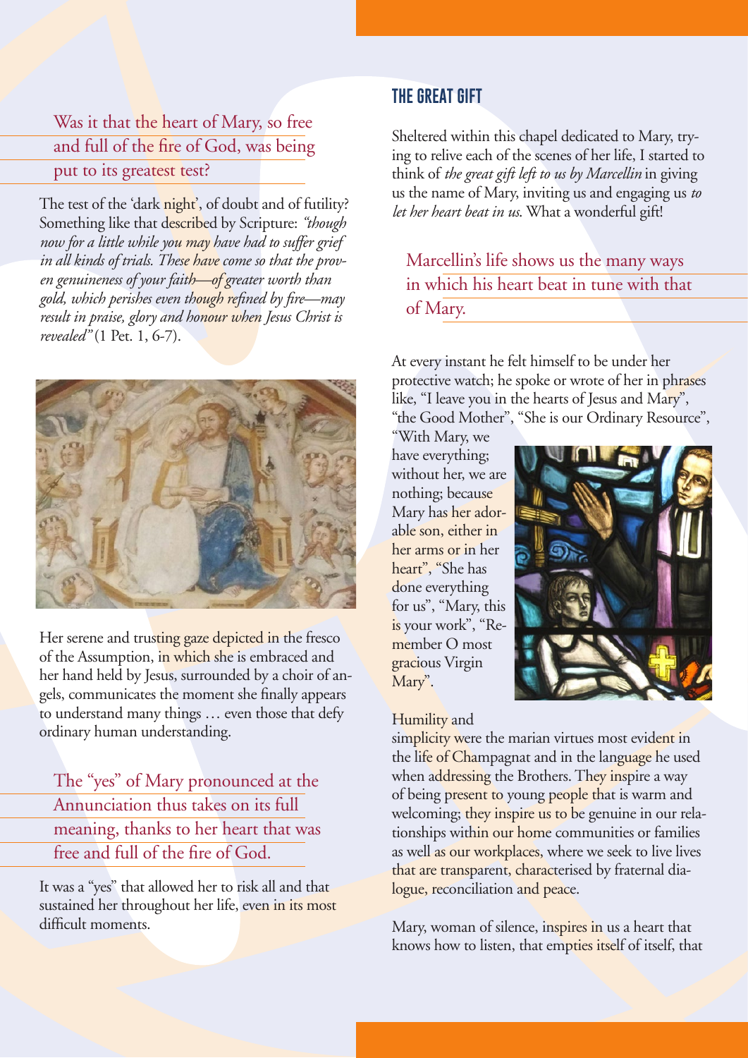> Was it that the heart of Mary, so free and full of the fire of God, was being put to its greatest test?

The test of the 'dark night', of doubt and of futility? Something like that described by Scripture: *"though now for a little while you may have had to suffer grief in all kinds of trials. These have come so that the proven genuineness of your faith—of greater worth than gold, which perishes even though refined by fire—may result in praise, glory and honour when Jesus Christ is revealed"* (1 Pet. 1, 6-7).

Her serene and trusting gaze depicted in the fresco of the Assumption, in which she is embraced and her hand held by Jesus, surrounded by a choir of angels, communicates the moment she finally appears to understand many things … even those that defy ordinary human understanding.

> The "yes" of Mary pronounced at the Annunciation thus takes on its full meaning, thanks to her heart that was free and full of the fire of God.

It was a "yes" that allowed her to risk all and that sustained her throughout her life, even in its most difficult moments.

## THE GREAT GIFT

Sheltered within this chapel dedicated to Mary, trying to relive each of the scenes of her life, I started to think of *the great gift left to us by Marcellin* in giving us the name of Mary, inviting us and engaging us *to let her heart beat in us*. What a wonderful gift!

> Marcellin's life shows us the many ways in which his heart beat in tune with that of Mary.

At every instant he felt himself to be under her protective watch; he spoke or wrote of her in phrases like, "I leave you in the hearts of Jesus and Mary", "the Good Mother", "She is our Ordinary Resource", "With Mary, we have everything; without her, we are nothing; because Mary has her adorable son, either in her arms or in her heart", "She has done everything for us", "Mary, this is your work", "Remember O most gracious Virgin Mary".

Humility and simplicity were the marian virtues most evident in the life of Champagnat and in the language he used when addressing the Brothers. They inspire a way of being present to young people that is warm and welcoming; they inspire us to be genuine in our relationships within our home communities or families as well as our workplaces, where we seek to live lives that are transparent, characterised by fraternal dialogue, reconciliation and peace.

Mary, woman of silence, inspires in us a heart that knows how to listen, that empties itself of itself, that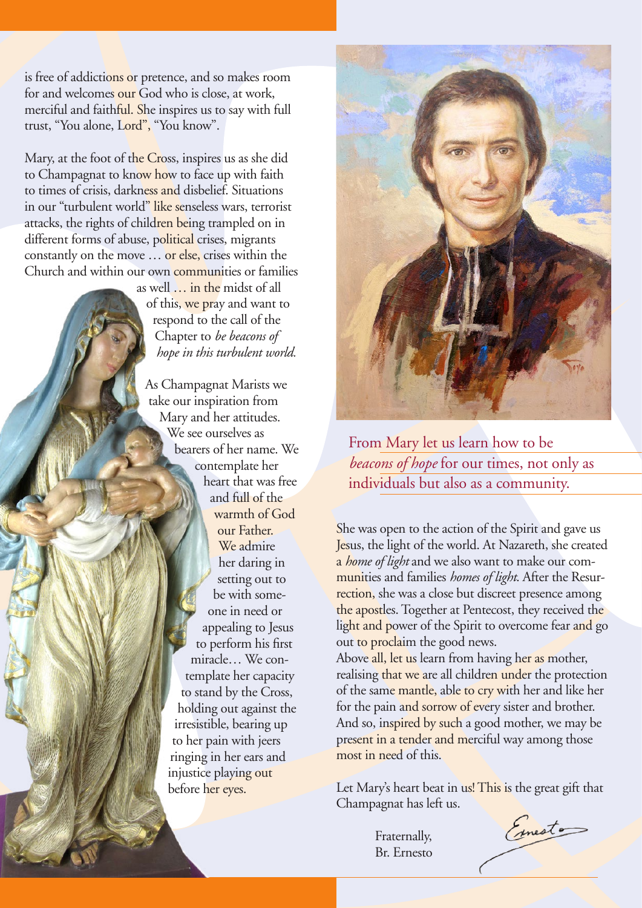is free of addictions or pretence, and so makes room for and welcomes our God who is close, at work, merciful and faithful. She inspires us to say with full trust, "You alone, Lord", "You know".

Mary, at the foot of the Cross, inspires us as she did to Champagnat to know how to face up with faith to times of crisis, darkness and disbelief. Situations in our "turbulent world" like senseless wars, terrorist attacks, the rights of children being trampled on in different forms of abuse, political crises, migrants constantly on the move … or else, crises within the Church and within our own communities or families as well … in the midst of all of this, we pray and want to respond to the call of the Chapter to *be beacons of hope in this turbulent world.*

As Champagnat Marists we take our inspiration from Mary and her attitudes. We see ourselves as bearers of her name. We contemplate her heart that was free and full of the warmth of God our Father. We admire her daring in setting out to be with someone in need or appealing to Jesus to perform his first miracle… We contemplate her capacity to stand by the Cross, holding out against the irresistible, bearing up to her pain with jeers ringing in her ears and injustice playing out before her eyes.

From Mary let us learn how to be *beacons of hope* for our times, not only as individuals but also as a community.

She was open to the action of the Spirit and gave us Jesus, the light of the world. At Nazareth, she created a *home of light* and we also want to make our communities and families *homes of light*. After the Resurrection, she was a close but discreet presence among the apostles. Together at Pentecost, they received the light and power of the Spirit to overcome fear and go out to proclaim the good news.

Above all, let us learn from having her as mother, realising that we are all children under the protection of the same mantle, able to cry with her and like her for the pain and sorrow of every sister and brother. And so, inspired by such a good mother, we may be present in a tender and merciful way among those most in need of this.

Let Mary's heart beat in us! This is the great gift that Champagnat has left us.

Fraternally,
Br. Ernesto